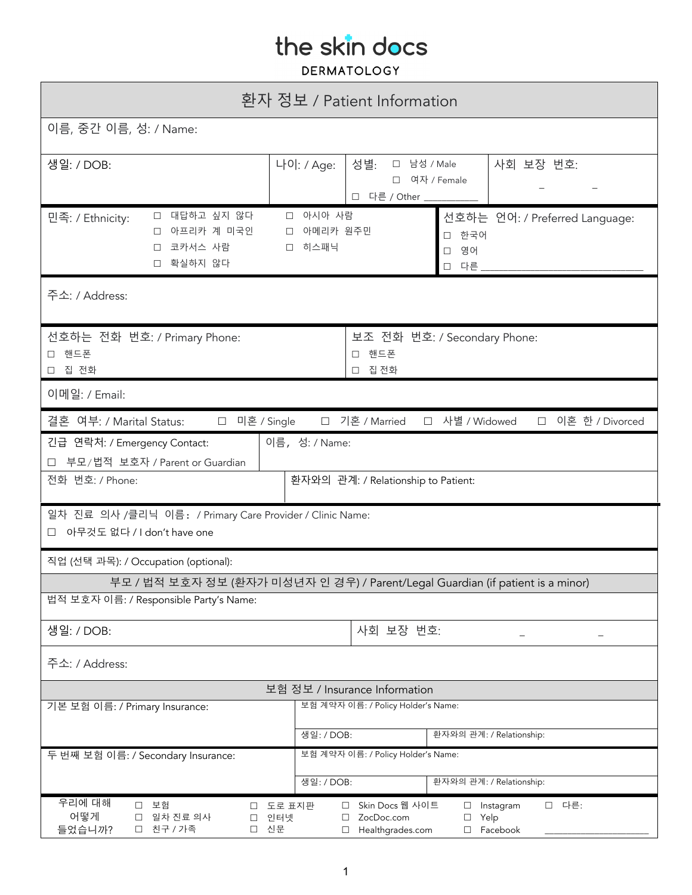# the skin docs
## DERMATOLOGY

## 환자 정보 / Patient Information

이름, 중간 이름, 성: / Name:

| 생일: / DOB: | 나이: / Age: | 성별: ☐ 남성 / Male ☐ 여자 / Female ☐ 다른 / Other ___________ | 사회 보장 번호: _ _ |
|---|---|---|---|

민족: / Ethnicity:
- ☐ 대답하고 싶지 않다
- ☐ 아프리카 계 미국인
- ☐ 코카서스 사람
- ☐ 확실하지 않다
- ☐ 아시아 사람
- ☐ 아메리카 원주민
- ☐ 히스패닉

선호하는 언어: / Preferred Language:
- ☐ 한국어
- ☐ 영어
- ☐ 다른 ______________________________

주소: / Address:

| 선호하는 전화 번호: / Primary Phone: ☐ 핸드폰 ☐ 집 전화 | 보조 전화 번호: / Secondary Phone: ☐ 핸드폰 ☐ 집 전화 |
|---|---|

이메일: / Email:

결혼 여부: / Marital Status: ☐ 미혼 / Single ☐ 기혼 / Married ☐ 사별 / Widowed ☐ 이혼 한 / Divorced

| 긴급 연락처: / Emergency Contact: ☐ 부모/법적 보호자 / Parent or Guardian | 이름, 성: / Name: |
|---|---|
| 전화 번호: / Phone: | 환자와의 관계: / Relationship to Patient: |

일차 진료 의사 /클리닉 이름: / Primary Care Provider / Clinic Name:
☐ 아무것도 없다 / I don't have one

직업 (선택 과목): / Occupation (optional):

## 부모 / 법적 보호자 정보 (환자가 미성년자 인 경우) / Parent/Legal Guardian (if patient is a minor)

법적 보호자 이름: / Responsible Party's Name:

| 생일: / DOB: | 사회 보장 번호: _ _ |
|---|---|

주소: / Address:

## 보험 정보 / Insurance Information

| 기본 보험 이름: / Primary Insurance: | 보험 계약자 이름: / Policy Holder's Name: | |
|---|---|---|
| | 생일: / DOB: | 환자와의 관계: / Relationship: |
| 두 번째 보험 이름: / Secondary Insurance: | 보험 계약자 이름: / Policy Holder's Name: | |
| | 생일: / DOB: | 환자와의 관계: / Relationship: |

우리에 대해 어떻게 들었습니까?
- ☐ 보험
- ☐ 일차 진료 의사
- ☐ 친구 / 가족
- ☐ 도로 표지판
- ☐ 인터넷
- ☐ 신문
- ☐ Skin Docs 웹 사이트
- ☐ ZocDoc.com
- ☐ Healthgrades.com
- ☐ Instagram
- ☐ Yelp
- ☐ Facebook
- ☐ 다른: ______________________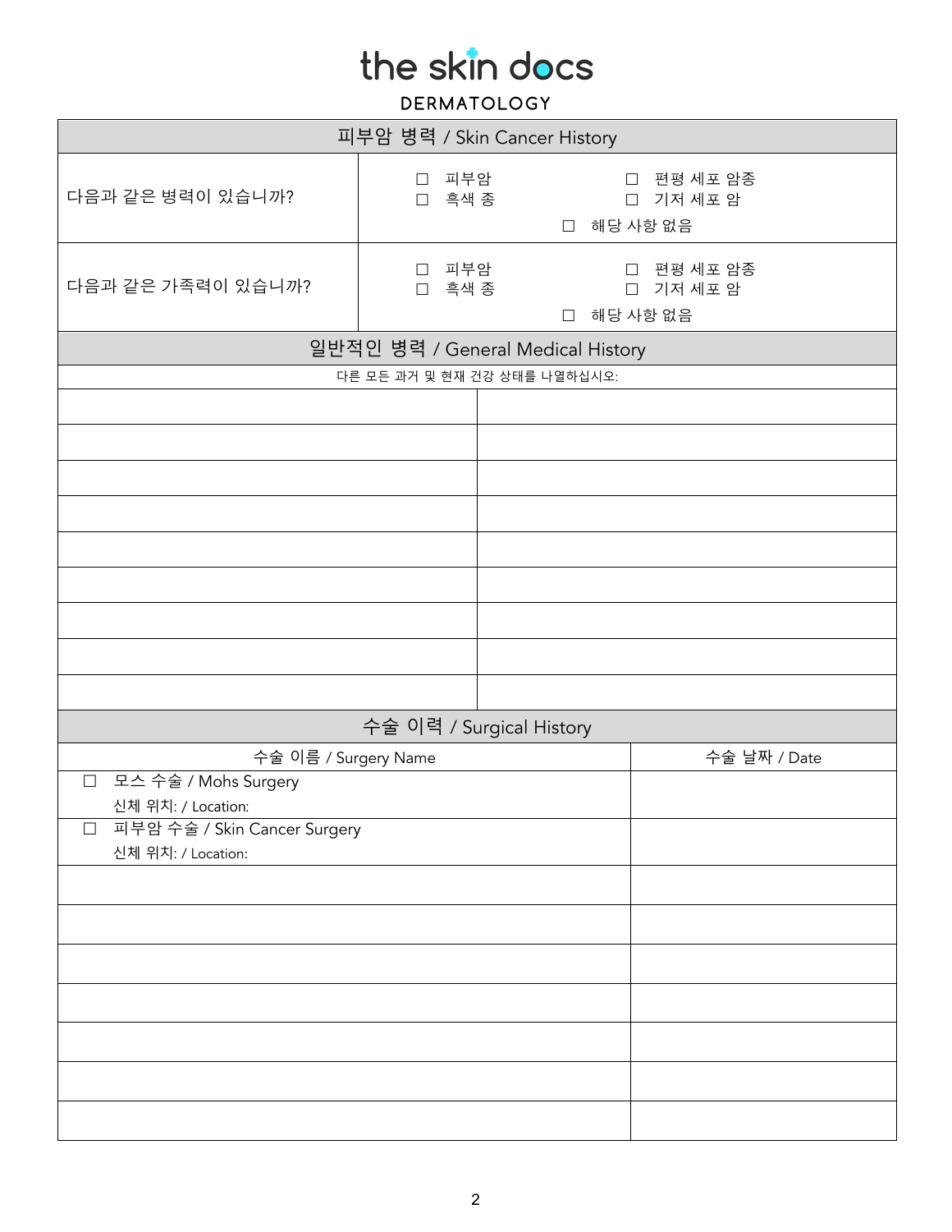**the skin docs**

**DERMATOLOGY**

## 피부암 병력 / Skin Cancer History

| | | |
|---|---|---|
| 다음과 같은 병력이 있습니까? | ☐ 피부암<br>☐ 흑색 종 | ☐ 편평 세포 암종<br>☐ 기저 세포 암 |
| | ☐ 해당 사항 없음 | |
| 다음과 같은 가족력이 있습니까? | ☐ 피부암<br>☐ 흑색 종 | ☐ 편평 세포 암종<br>☐ 기저 세포 암 |
| | ☐ 해당 사항 없음 | |

## 일반적인 병력 / General Medical History

다른 모든 과거 및 현재 건강 상태를 나열하십시오:

| | |
|---|---|
| | |
| | |
| | |
| | |
| | |
| | |
| | |
| | |
| | |

## 수술 이력 / Surgical History

| 수술 이름 / Surgery Name | 수술 날짜 / Date |
|---|---|
| ☐ 모스 수술 / Mohs Surgery<br>신체 위치: / Location: | |
| ☐ 피부암 수술 / Skin Cancer Surgery<br>신체 위치: / Location: | |
| | |
| | |
| | |
| | |
| | |
| | |
| | |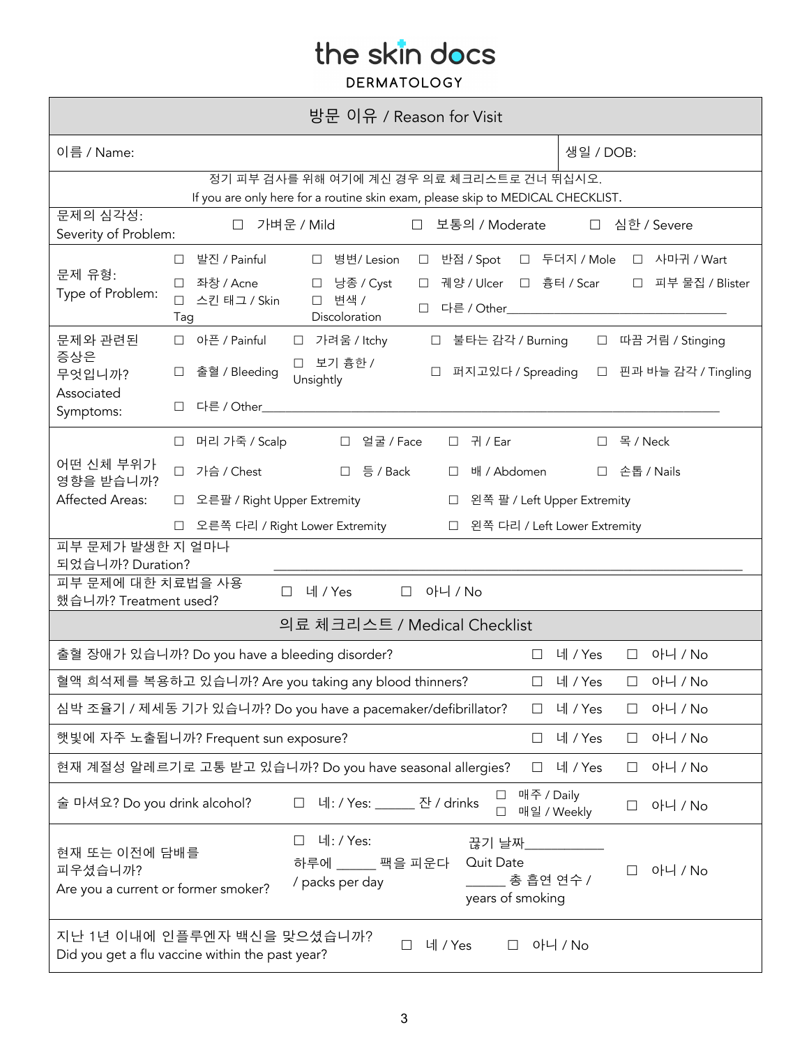# the skin docs

DERMATOLOGY

## 방문 이유 / Reason for Visit

| 이름 / Name: | 생일 / DOB: |
|---|---|

정기 피부 검사를 위해 여기에 계신 경우 의료 체크리스트로 건너 뛰십시오.
If you are only here for a routine skin exam, please skip to MEDICAL CHECKLIST.

| | |
|---|---|
| 문제의 심각성: Severity of Problem: | ☐ 가벼운 / Mild ☐ 보통의 / Moderate ☐ 심한 / Severe |
| 문제 유형: Type of Problem: | ☐ 발진 / Painful ☐ 병변/ Lesion ☐ 반점 / Spot ☐ 두더지 / Mole ☐ 사마귀 / Wart ☐ 좌창 / Acne ☐ 낭종 / Cyst ☐ 궤양 / Ulcer ☐ 흉터 / Scar ☐ 피부 물집 / Blister ☐ 스킨 태그 / Skin Tag ☐ 변색 / Discoloration ☐ 다른 / Other________________ |
| 문제와 관련된 증상은 무엇입니까? Associated Symptoms: | ☐ 아픈 / Painful ☐ 가려움 / Itchy ☐ 불타는 감각 / Burning ☐ 따끔 거림 / Stinging ☐ 출혈 / Bleeding ☐ 보기 흉한 / Unsightly ☐ 퍼지고있다 / Spreading ☐ 핀과 바늘 감각 / Tingling ☐ 다른 / Other________________ |
| 어떤 신체 부위가 영향을 받습니까? Affected Areas: | ☐ 머리 가죽 / Scalp ☐ 얼굴 / Face ☐ 귀 / Ear ☐ 목 / Neck ☐ 가슴 / Chest ☐ 등 / Back ☐ 배 / Abdomen ☐ 손톱 / Nails ☐ 오른팔 / Right Upper Extremity ☐ 왼쪽 팔 / Left Upper Extremity ☐ 오른쪽 다리 / Right Lower Extremity ☐ 왼쪽 다리 / Left Lower Extremity |
| 피부 문제가 발생한 지 얼마나 되었습니까? Duration? | ________________ |
| 피부 문제에 대한 치료법을 사용 했습니까? Treatment used? | ☐ 네 / Yes ☐ 아니 / No |

## 의료 체크리스트 / Medical Checklist

| | | |
|---|---|---|
| 출혈 장애가 있습니까? Do you have a bleeding disorder? | ☐ 네 / Yes | ☐ 아니 / No |
| 혈액 희석제를 복용하고 있습니까? Are you taking any blood thinners? | ☐ 네 / Yes | ☐ 아니 / No |
| 심박 조율기 / 제세동 기가 있습니까? Do you have a pacemaker/defibrillator? | ☐ 네 / Yes | ☐ 아니 / No |
| 햇빛에 자주 노출됩니까? Frequent sun exposure? | ☐ 네 / Yes | ☐ 아니 / No |
| 현재 계절성 알레르기로 고통 받고 있습니까? Do you have seasonal allergies? | ☐ 네 / Yes | ☐ 아니 / No |
| 술 마셔요? Do you drink alcohol? | ☐ 네: / Yes: ______ 잔 / drinks ☐ 매주 / Daily ☐ 매일 / Weekly | ☐ 아니 / No |
| 현재 또는 이전에 담배를 피우셨습니까? Are you a current or former smoker? | ☐ 네: / Yes: 하루에 ______ 팩을 피운다 / packs per day; 끊기 날짜__________ Quit Date; ______ 총 흡연 연수 / years of smoking | ☐ 아니 / No |
| 지난 1년 이내에 인플루엔자 백신을 맞으셨습니까? Did you get a flu vaccine within the past year? | ☐ 네 / Yes | ☐ 아니 / No |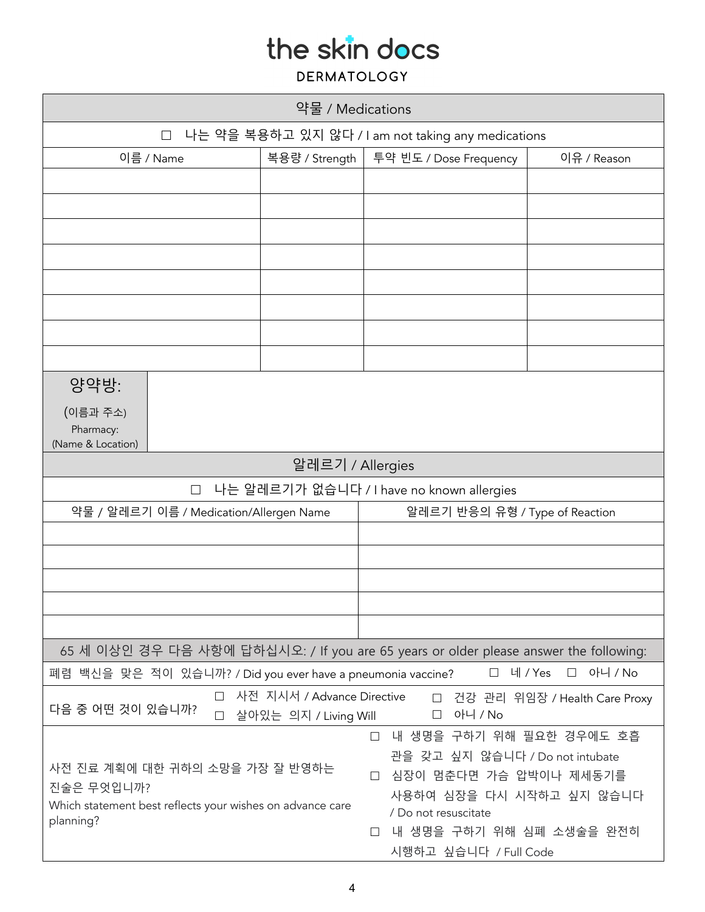# the skin docs

DERMATOLOGY

## 약물 / Medications

☐ 나는 약을 복용하고 있지 않다 / I am not taking any medications

| 이름 / Name | 복용량 / Strength | 투약 빈도 / Dose Frequency | 이유 / Reason |
|---|---|---|---|
| | | | |
| | | | |
| | | | |
| | | | |
| | | | |
| | | | |
| | | | |
| | | | |

| 양약방: (이름과 주소) Pharmacy: (Name & Location) | |
|---|---|

## 알레르기 / Allergies

☐ 나는 알레르기가 없습니다 / I have no known allergies

| 약물 / 알레르기 이름 / Medication/Allergen Name | 알레르기 반응의 유형 / Type of Reaction |
|---|---|
| | |
| | |
| | |
| | |
| | |

## 65 세 이상인 경우 다음 사항에 답하십시오: / If you are 65 years or older please answer the following:

폐렴 백신을 맞은 적이 있습니까? / Did you ever have a pneumonia vaccine? ☐ 네 / Yes ☐ 아니 / No

다음 중 어떤 것이 있습니까?
- ☐ 사전 지시서 / Advance Directive
- ☐ 건강 관리 위임장 / Health Care Proxy
- ☐ 살아있는 의지 / Living Will
- ☐ 아니 / No

사전 진료 계획에 대한 귀하의 소망을 가장 잘 반영하는 진술은 무엇입니까?
Which statement best reflects your wishes on advance care planning?

- ☐ 내 생명을 구하기 위해 필요한 경우에도 호흡관을 갖고 싶지 않습니다 / Do not intubate
- ☐ 심장이 멈춘다면 가슴 압박이나 제세동기를 사용하여 심장을 다시 시작하고 싶지 않습니다 / Do not resuscitate
- ☐ 내 생명을 구하기 위해 심폐 소생술을 완전히 시행하고 싶습니다 / Full Code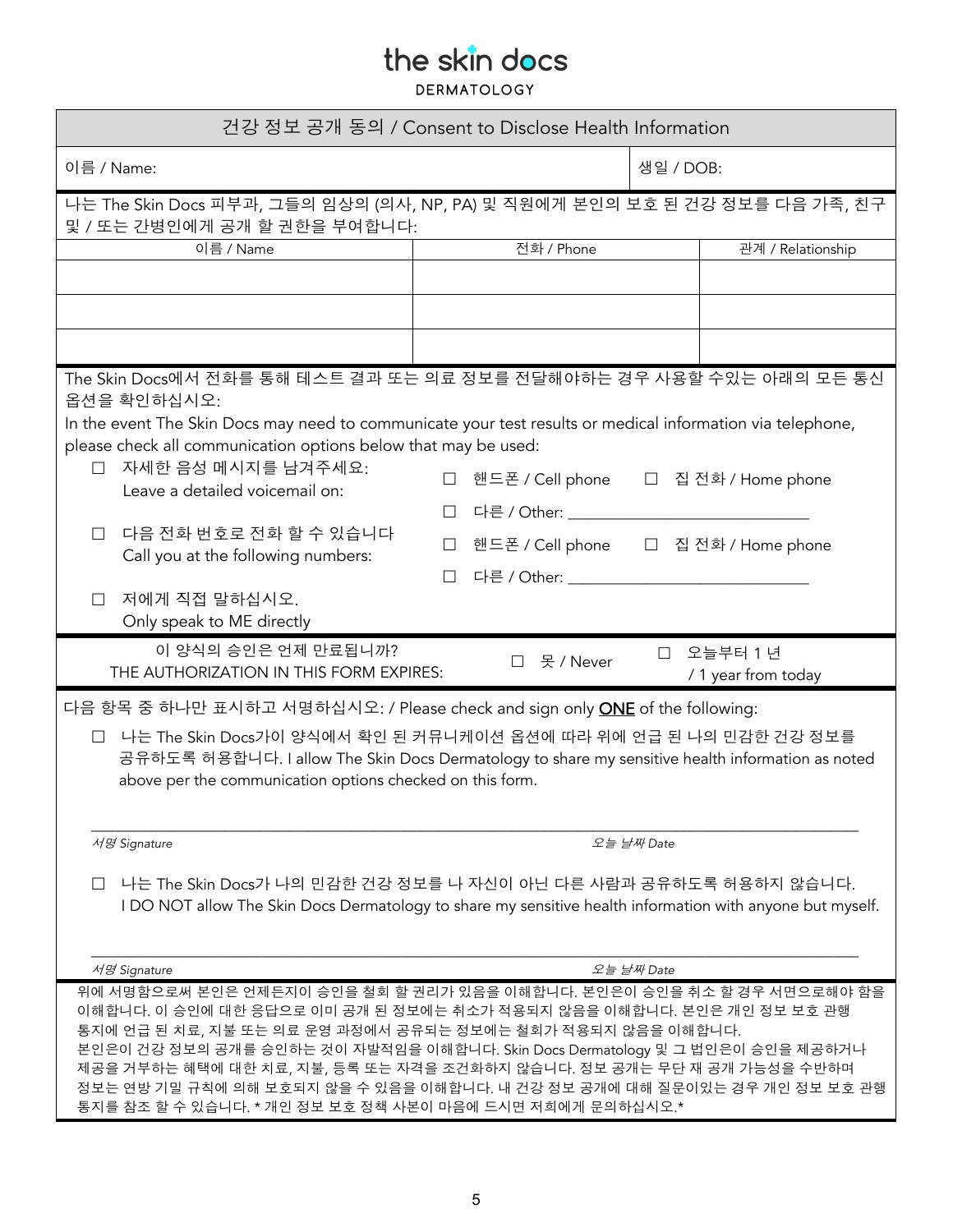# the skin docs
DERMATOLOGY

## 건강 정보 공개 동의 / Consent to Disclose Health Information

| 이름 / Name: | 생일 / DOB: |
|---|---|

나는 The Skin Docs 피부과, 그들의 임상의 (의사, NP, PA) 및 직원에게 본인의 보호 된 건강 정보를 다음 가족, 친구 및 / 또는 간병인에게 공개 할 권한을 부여합니다:

| 이름 / Name | 전화 / Phone | 관계 / Relationship |
|---|---|---|
| | | |
| | | |
| | | |

The Skin Docs에서 전화를 통해 테스트 결과 또는 의료 정보를 전달해야하는 경우 사용할 수있는 아래의 모든 통신 옵션을 확인하십시오:

In the event The Skin Docs may need to communicate your test results or medical information via telephone, please check all communication options below that may be used:

- ☐ 자세한 음성 메시지를 남겨주세요: Leave a detailed voicemail on:
  - ☐ 핸드폰 / Cell phone ☐ 집 전화 / Home phone
  - ☐ 다른 / Other: ____________________________
- ☐ 다음 전화 번호로 전화 할 수 있습니다 Call you at the following numbers:
  - ☐ 핸드폰 / Cell phone ☐ 집 전화 / Home phone
  - ☐ 다른 / Other: ____________________________
- ☐ 저에게 직접 말하십시오. Only speak to ME directly

이 양식의 승인은 언제 만료됩니까? THE AUTHORIZATION IN THIS FORM EXPIRES: ☐ 못 / Never ☐ 오늘부터 1 년 / 1 year from today

다음 항목 중 하나만 표시하고 서명하십시오: / Please check and sign only **ONE** of the following:

☐ 나는 The Skin Docs가이 양식에서 확인 된 커뮤니케이션 옵션에 따라 위에 언급 된 나의 민감한 건강 정보를 공유하도록 허용합니다. I allow The Skin Docs Dermatology to share my sensitive health information as noted above per the communication options checked on this form.

______________________________________________________________________________

*서명 Signature* *오늘 날짜 Date*

☐ 나는 The Skin Docs가 나의 민감한 건강 정보를 나 자신이 아닌 다른 사람과 공유하도록 허용하지 않습니다. I DO NOT allow The Skin Docs Dermatology to share my sensitive health information with anyone but myself.

______________________________________________________________________________

*서명 Signature* *오늘 날짜 Date*

위에 서명함으로써 본인은 언제든지이 승인을 철회 할 권리가 있음을 이해합니다. 본인은이 승인을 취소 할 경우 서면으로해야 함을 이해합니다. 이 승인에 대한 응답으로 이미 공개 된 정보에는 취소가 적용되지 않음을 이해합니다. 본인은 개인 정보 보호 관행 통지에 언급 된 치료, 지불 또는 의료 운영 과정에서 공유되는 정보에는 철회가 적용되지 않음을 이해합니다. 본인은이 건강 정보의 공개를 승인하는 것이 자발적임을 이해합니다. Skin Docs Dermatology 및 그 법인은이 승인을 제공하거나 제공을 거부하는 혜택에 대한 치료, 지불, 등록 또는 자격을 조건화하지 않습니다. 정보 공개는 무단 재 공개 가능성을 수반하며 정보는 연방 기밀 규칙에 의해 보호되지 않을 수 있음을 이해합니다. 내 건강 정보 공개에 대해 질문이있는 경우 개인 정보 보호 관행 통지를 참조 할 수 있습니다. * 개인 정보 보호 정책 사본이 마음에 드시면 저희에게 문의하십시오.*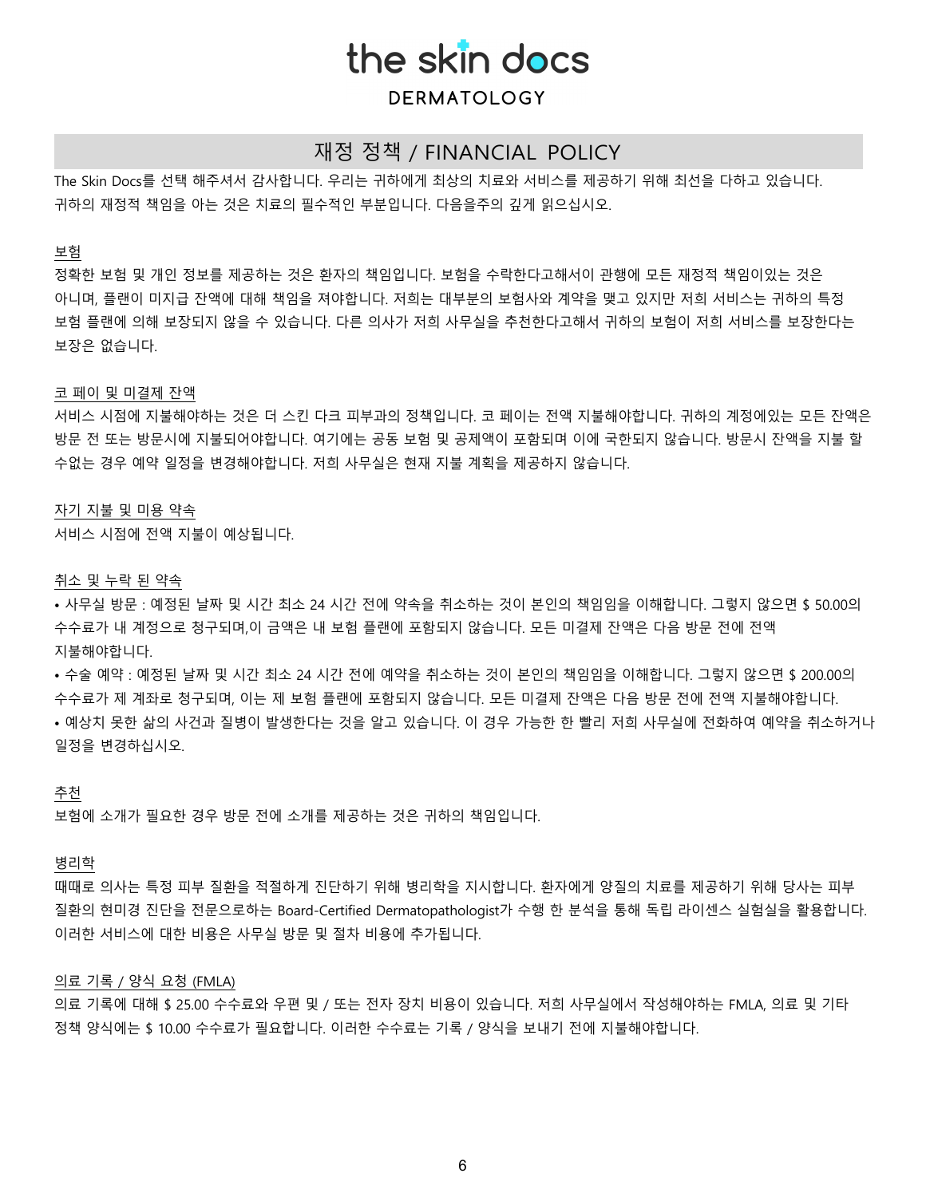# the skin docs

**DERMATOLOGY**

## 재정 정책 / FINANCIAL POLICY

The Skin Docs를 선택 해주셔서 감사합니다. 우리는 귀하에게 최상의 치료와 서비스를 제공하기 위해 최선을 다하고 있습니다. 귀하의 재정적 책임을 아는 것은 치료의 필수적인 부분입니다. 다음을주의 깊게 읽으십시오.

### 보험

정확한 보험 및 개인 정보를 제공하는 것은 환자의 책임입니다. 보험을 수락한다고해서이 관행에 모든 재정적 책임이있는 것은 아니며, 플랜이 미지급 잔액에 대해 책임을 져야합니다. 저희는 대부분의 보험사와 계약을 맺고 있지만 저희 서비스는 귀하의 특정 보험 플랜에 의해 보장되지 않을 수 있습니다. 다른 의사가 저희 사무실을 추천한다고해서 귀하의 보험이 저희 서비스를 보장한다는 보장은 없습니다.

### 코 페이 및 미결제 잔액

서비스 시점에 지불해야하는 것은 더 스킨 다크 피부과의 정책입니다. 코 페이는 전액 지불해야합니다. 귀하의 계정에있는 모든 잔액은 방문 전 또는 방문시에 지불되어야합니다. 여기에는 공동 보험 및 공제액이 포함되며 이에 국한되지 않습니다. 방문시 잔액을 지불 할 수없는 경우 예약 일정을 변경해야합니다. 저희 사무실은 현재 지불 계획을 제공하지 않습니다.

### 자기 지불 및 미용 약속

서비스 시점에 전액 지불이 예상됩니다.

### 취소 및 누락 된 약속

- 사무실 방문 : 예정된 날짜 및 시간 최소 24 시간 전에 약속을 취소하는 것이 본인의 책임임을 이해합니다. 그렇지 않으면 $ 50.00의 수수료가 내 계정으로 청구되며,이 금액은 내 보험 플랜에 포함되지 않습니다. 모든 미결제 잔액은 다음 방문 전에 전액 지불해야합니다.
- 수술 예약 : 예정된 날짜 및 시간 최소 24 시간 전에 예약을 취소하는 것이 본인의 책임임을 이해합니다. 그렇지 않으면 $ 200.00의 수수료가 제 계좌로 청구되며, 이는 제 보험 플랜에 포함되지 않습니다. 모든 미결제 잔액은 다음 방문 전에 전액 지불해야합니다.
- 예상치 못한 삶의 사건과 질병이 발생한다는 것을 알고 있습니다. 이 경우 가능한 한 빨리 저희 사무실에 전화하여 예약을 취소하거나 일정을 변경하십시오.

### 추천

보험에 소개가 필요한 경우 방문 전에 소개를 제공하는 것은 귀하의 책임입니다.

### 병리학

때때로 의사는 특정 피부 질환을 적절하게 진단하기 위해 병리학을 지시합니다. 환자에게 양질의 치료를 제공하기 위해 당사는 피부 질환의 현미경 진단을 전문으로하는 Board-Certified Dermatopathologist가 수행 한 분석을 통해 독립 라이센스 실험실을 활용합니다. 이러한 서비스에 대한 비용은 사무실 방문 및 절차 비용에 추가됩니다.

### 의료 기록 / 양식 요청 (FMLA)

의료 기록에 대해 $ 25.00 수수료와 우편 및 / 또는 전자 장치 비용이 있습니다. 저희 사무실에서 작성해야하는 FMLA, 의료 및 기타 정책 양식에는 $ 10.00 수수료가 필요합니다. 이러한 수수료는 기록 / 양식을 보내기 전에 지불해야합니다.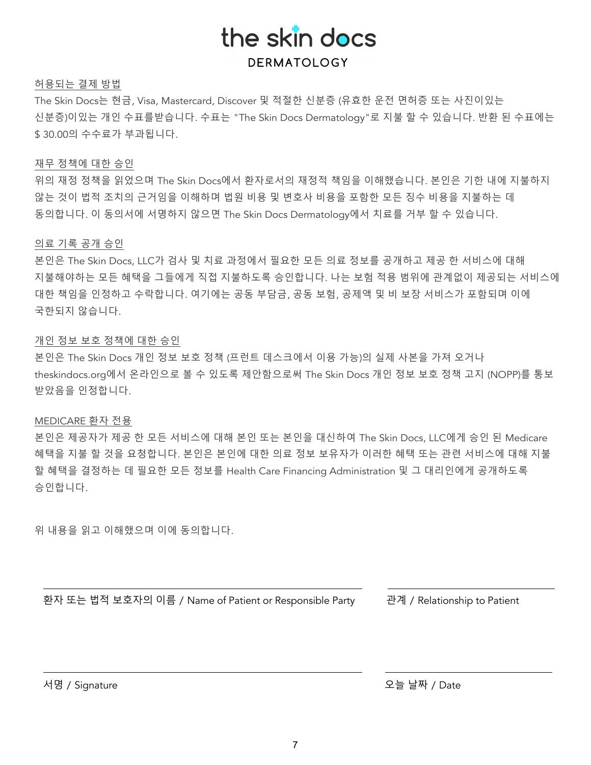# the skin docs
## DERMATOLOGY

<u>허용되는 결제 방법</u>

The Skin Docs는 현금, Visa, Mastercard, Discover 및 적절한 신분증 (유효한 운전 면허증 또는 사진이있는 신분증)이있는 개인 수표를받습니다. 수표는 "The Skin Docs Dermatology"로 지불 할 수 있습니다. 반환 된 수표에는 $ 30.00의 수수료가 부과됩니다.

<u>재무 정책에 대한 승인</u>

위의 재정 정책을 읽었으며 The Skin Docs에서 환자로서의 재정적 책임을 이해했습니다. 본인은 기한 내에 지불하지 않는 것이 법적 조치의 근거임을 이해하며 법원 비용 및 변호사 비용을 포함한 모든 징수 비용을 지불하는 데 동의합니다. 이 동의서에 서명하지 않으면 The Skin Docs Dermatology에서 치료를 거부 할 수 있습니다.

<u>의료 기록 공개 승인</u>

본인은 The Skin Docs, LLC가 검사 및 치료 과정에서 필요한 모든 의료 정보를 공개하고 제공 한 서비스에 대해 지불해야하는 모든 혜택을 그들에게 직접 지불하도록 승인합니다. 나는 보험 적용 범위에 관계없이 제공되는 서비스에 대한 책임을 인정하고 수락합니다. 여기에는 공동 부담금, 공동 보험, 공제액 및 비 보장 서비스가 포함되며 이에 국한되지 않습니다.

<u>개인 정보 보호 정책에 대한 승인</u>

본인은 The Skin Docs 개인 정보 보호 정책 (프런트 데스크에서 이용 가능)의 실제 사본을 가져 오거나 theskindocs.org에서 온라인으로 볼 수 있도록 제안함으로써 The Skin Docs 개인 정보 보호 정책 고지 (NOPP)를 통보 받았음을 인정합니다.

<u>MEDICARE 환자 전용</u>

본인은 제공자가 제공 한 모든 서비스에 대해 본인 또는 본인을 대신하여 The Skin Docs, LLC에게 승인 된 Medicare 혜택을 지불 할 것을 요청합니다. 본인은 본인에 대한 의료 정보 보유자가 이러한 혜택 또는 관련 서비스에 대해 지불 할 혜택을 결정하는 데 필요한 모든 정보를 Health Care Financing Administration 및 그 대리인에게 공개하도록 승인합니다.

위 내용을 읽고 이해했으며 이에 동의합니다.

| | |
|---|---|
| 환자 또는 법적 보호자의 이름 / Name of Patient or Responsible Party | 관계 / Relationship to Patient |
| 서명 / Signature | 오늘 날짜 / Date |